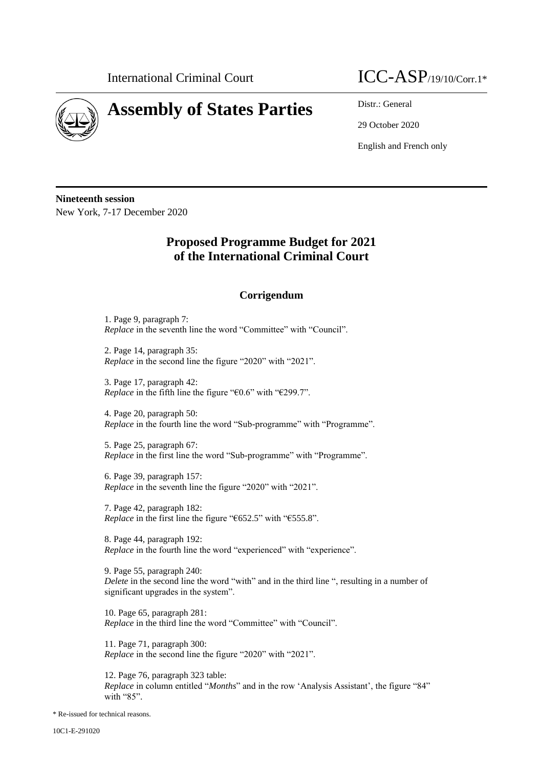International Criminal Court

ICC-ASP/19/10/Corr.1*

# Assembly of States Parties

Distr.: General

29 October 2020

English and French only

**Nineteenth session**
New York, 7-17 December 2020

## Proposed Programme Budget for 2021 of the International Criminal Court

### Corrigendum

1. Page 9, paragraph 7:
*Replace* in the seventh line the word "Committee" with "Council".

2. Page 14, paragraph 35:
*Replace* in the second line the figure "2020" with "2021".

3. Page 17, paragraph 42:
*Replace* in the fifth line the figure "€0.6" with "€299.7".

4. Page 20, paragraph 50:
*Replace* in the fourth line the word "Sub-programme" with "Programme".

5. Page 25, paragraph 67:
*Replace* in the first line the word "Sub-programme" with "Programme".

6. Page 39, paragraph 157:
*Replace* in the seventh line the figure "2020" with "2021".

7. Page 42, paragraph 182:
*Replace* in the first line the figure "€652.5" with "€555.8".

8. Page 44, paragraph 192:
*Replace* in the fourth line the word "experienced" with "experience".

9. Page 55, paragraph 240:
*Delete* in the second line the word "with" and in the third line ", resulting in a number of significant upgrades in the system".

10. Page 65, paragraph 281:
*Replace* in the third line the word "Committee" with "Council".

11. Page 71, paragraph 300:
*Replace* in the second line the figure "2020" with "2021".

12. Page 76, paragraph 323 table:
*Replace* in column entitled "*Months*" and in the row 'Analysis Assistant', the figure "84" with "85".

\* Re-issued for technical reasons.

10C1-E-291020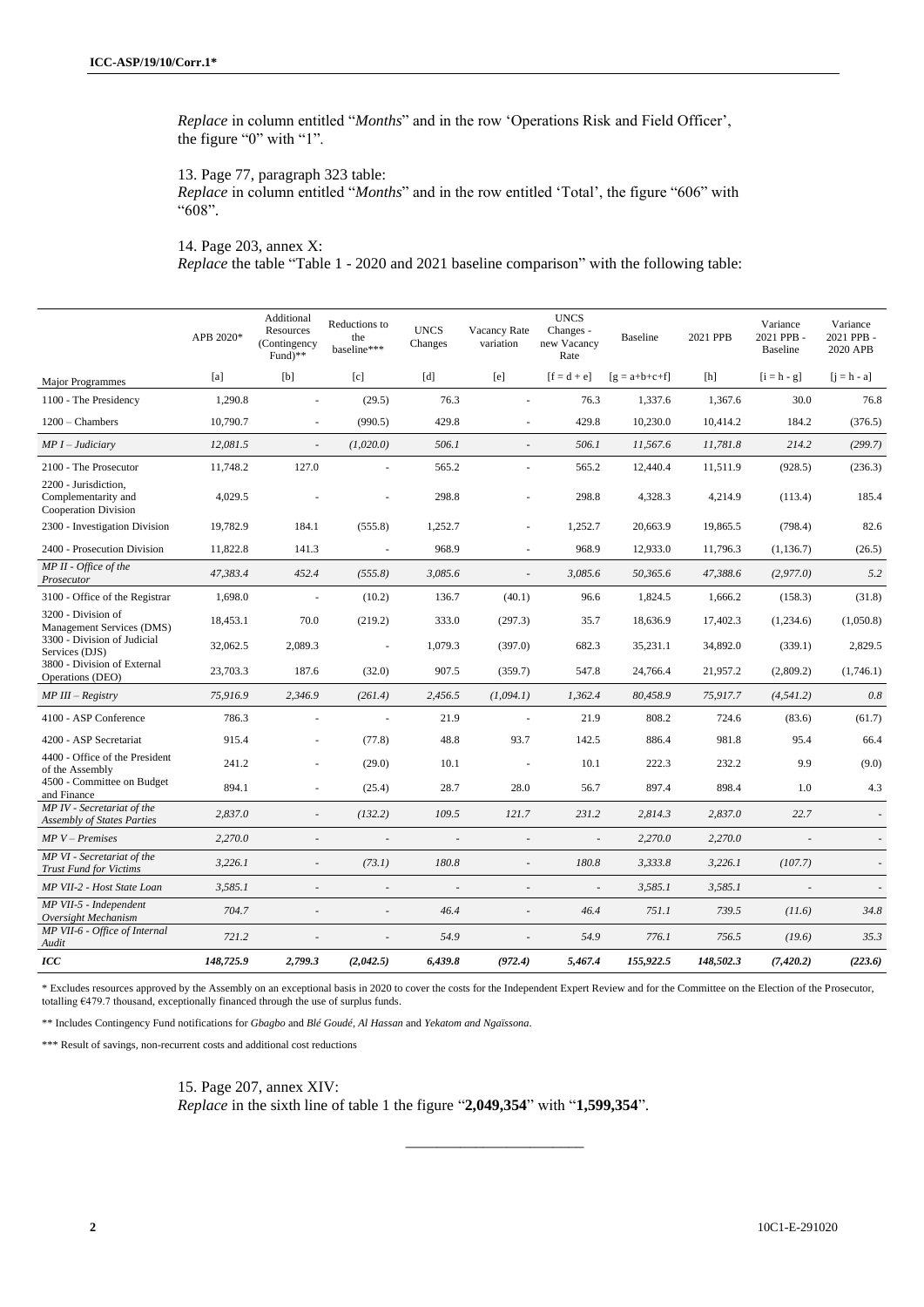*Replace* in column entitled "*Months*" and in the row 'Operations Risk and Field Officer', the figure "0" with "1".

13. Page 77, paragraph 323 table:
*Replace* in column entitled "*Months*" and in the row entitled 'Total', the figure "606" with "608".

14. Page 203, annex X:
*Replace* the table "Table 1 - 2020 and 2021 baseline comparison" with the following table:

| | APB 2020* | Additional Resources (Contingency Fund)** | Reductions to the baseline*** | UNCS Changes | Vacancy Rate variation | UNCS Changes - new Vacancy Rate | Baseline | 2021 PPB | Variance 2021 PPB - Baseline | Variance 2021 PPB - 2020 APB |
|---|---|---|---|---|---|---|---|---|---|---|
| Major Programmes | [a] | [b] | [c] | [d] | [e] | [f = d + e] | [g = a+b+c+f] | [h] | [i = h - g] | [j = h - a] |
| 1100 - The Presidency | 1,290.8 | - | (29.5) | 76.3 | - | 76.3 | 1,337.6 | 1,367.6 | 30.0 | 76.8 |
| 1200 – Chambers | 10,790.7 | - | (990.5) | 429.8 | - | 429.8 | 10,230.0 | 10,414.2 | 184.2 | (376.5) |
| *MP I – Judiciary* | *12,081.5* | - | *(1,020.0)* | *506.1* | - | *506.1* | *11,567.6* | *11,781.8* | *214.2* | *(299.7)* |
| 2100 - The Prosecutor | 11,748.2 | 127.0 | - | 565.2 | - | 565.2 | 12,440.4 | 11,511.9 | (928.5) | (236.3) |
| 2200 - Jurisdiction, Complementarity and Cooperation Division | 4,029.5 | - | - | 298.8 | - | 298.8 | 4,328.3 | 4,214.9 | (113.4) | 185.4 |
| 2300 - Investigation Division | 19,782.9 | 184.1 | (555.8) | 1,252.7 | - | 1,252.7 | 20,663.9 | 19,865.5 | (798.4) | 82.6 |
| 2400 - Prosecution Division | 11,822.8 | 141.3 | - | 968.9 | - | 968.9 | 12,933.0 | 11,796.3 | (1,136.7) | (26.5) |
| *MP II - Office of the Prosecutor* | *47,383.4* | *452.4* | *(555.8)* | *3,085.6* | - | *3,085.6* | *50,365.6* | *47,388.6* | *(2,977.0)* | *5.2* |
| 3100 - Office of the Registrar | 1,698.0 | - | (10.2) | 136.7 | (40.1) | 96.6 | 1,824.5 | 1,666.2 | (158.3) | (31.8) |
| 3200 - Division of Management Services (DMS) | 18,453.1 | 70.0 | (219.2) | 333.0 | (297.3) | 35.7 | 18,636.9 | 17,402.3 | (1,234.6) | (1,050.8) |
| 3300 - Division of Judicial Services (DJS) | 32,062.5 | 2,089.3 | - | 1,079.3 | (397.0) | 682.3 | 35,231.1 | 34,892.0 | (339.1) | 2,829.5 |
| 3800 - Division of External Operations (DEO) | 23,703.3 | 187.6 | (32.0) | 907.5 | (359.7) | 547.8 | 24,766.4 | 21,957.2 | (2,809.2) | (1,746.1) |
| *MP III – Registry* | *75,916.9* | *2,346.9* | *(261.4)* | *2,456.5* | *(1,094.1)* | *1,362.4* | *80,458.9* | *75,917.7* | *(4,541.2)* | *0.8* |
| 4100 - ASP Conference | 786.3 | - | - | 21.9 | - | 21.9 | 808.2 | 724.6 | (83.6) | (61.7) |
| 4200 - ASP Secretariat | 915.4 | - | (77.8) | 48.8 | 93.7 | 142.5 | 886.4 | 981.8 | 95.4 | 66.4 |
| 4400 - Office of the President of the Assembly | 241.2 | - | (29.0) | 10.1 | - | 10.1 | 222.3 | 232.2 | 9.9 | (9.0) |
| 4500 - Committee on Budget and Finance | 894.1 | - | (25.4) | 28.7 | 28.0 | 56.7 | 897.4 | 898.4 | 1.0 | 4.3 |
| *MP IV - Secretariat of the Assembly of States Parties* | *2,837.0* | - | *(132.2)* | *109.5* | *121.7* | *231.2* | *2,814.3* | *2,837.0* | *22.7* | - |
| *MP V – Premises* | *2,270.0* | - | - | - | - | - | *2,270.0* | *2,270.0* | - | - |
| *MP VI - Secretariat of the Trust Fund for Victims* | *3,226.1* | - | *(73.1)* | *180.8* | - | *180.8* | *3,333.8* | *3,226.1* | *(107.7)* | - |
| *MP VII-2 - Host State Loan* | *3,585.1* | - | - | - | - | - | *3,585.1* | *3,585.1* | - | - |
| *MP VII-5 - Independent Oversight Mechanism* | *704.7* | - | - | *46.4* | - | *46.4* | *751.1* | *739.5* | *(11.6)* | *34.8* |
| *MP VII-6 - Office of Internal Audit* | *721.2* | - | - | *54.9* | - | *54.9* | *776.1* | *756.5* | *(19.6)* | *35.3* |
| ***ICC*** | ***148,725.9*** | ***2,799.3*** | ***(2,042.5)*** | ***6,439.8*** | ***(972.4)*** | ***5,467.4*** | ***155,922.5*** | ***148,502.3*** | ***(7,420.2)*** | ***(223.6)*** |

\* Excludes resources approved by the Assembly on an exceptional basis in 2020 to cover the costs for the Independent Expert Review and for the Committee on the Election of the Prosecutor, totalling €479.7 thousand, exceptionally financed through the use of surplus funds.

\*\* Includes Contingency Fund notifications for *Gbagbo* and *Blé Goudé*, *Al Hassan* and *Yekatom and Ngaïssona*.

\*\*\* Result of savings, non-recurrent costs and additional cost reductions

15. Page 207, annex XIV:
*Replace* in the sixth line of table 1 the figure "**2,049,354**" with "**1,599,354**".

\_\_\_\_\_\_\_\_\_\_\_\_\_\_\_\_\_\_\_\_\_\_\_\_